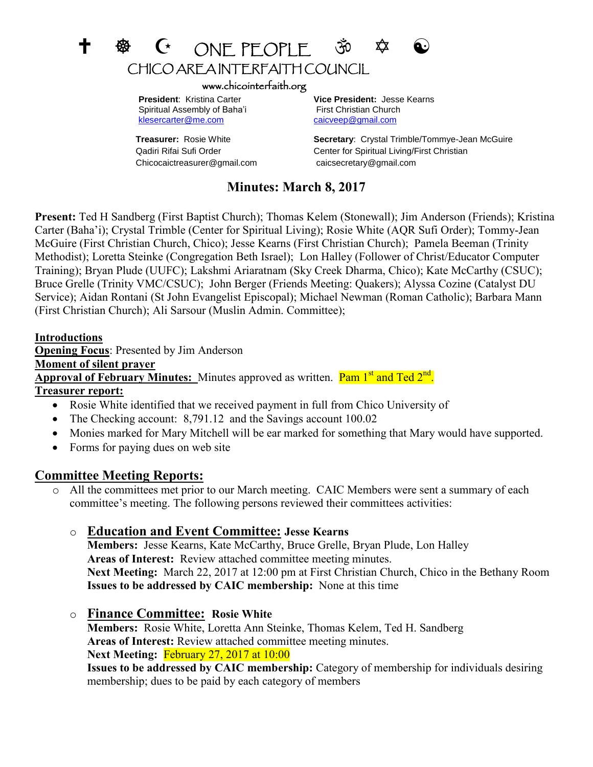# ✝ ☸ ☪ ONE PEOPLE ॐ ✡ ☯

## CHICO AREA INTERFAITH COUNCIL

www.chicointerfaith.org

**President**: Kristina Carter
Spiritual Assembly of Baha'i
klesercarter@me.com

**Vice President:** Jesse Kearns
First Christian Church
caicveep@gmail.com

**Treasurer:** Rosie White
Qadiri Rifai Sufi Order
Chicocaictreasurer@gmail.com

**Secretary**: Crystal Trimble/Tommye-Jean McGuire
Center for Spiritual Living/First Christian
caicsecretary@gmail.com

## Minutes: March 8, 2017

**Present:** Ted H Sandberg (First Baptist Church); Thomas Kelem (Stonewall); Jim Anderson (Friends); Kristina Carter (Baha'i); Crystal Trimble (Center for Spiritual Living); Rosie White (AQR Sufi Order); Tommy-Jean McGuire (First Christian Church, Chico); Jesse Kearns (First Christian Church); Pamela Beeman (Trinity Methodist); Loretta Steinke (Congregation Beth Israel); Lon Halley (Follower of Christ/Educator Computer Training); Bryan Plude (UUFC); Lakshmi Ariaratnam (Sky Creek Dharma, Chico); Kate McCarthy (CSUC); Bruce Grelle (Trinity VMC/CSUC); John Berger (Friends Meeting: Quakers); Alyssa Cozine (Catalyst DU Service); Aidan Rontani (St John Evangelist Episcopal); Michael Newman (Roman Catholic); Barbara Mann (First Christian Church); Ali Sarsour (Muslin Admin. Committee);

**Introductions**
**Opening Focus**: Presented by Jim Anderson
**Moment of silent prayer**
**Approval of February Minutes:** Minutes approved as written. Pam 1st and Ted 2nd.
**Treasurer report:**

- Rosie White identified that we received payment in full from Chico University of
- The Checking account: 8,791.12 and the Savings account 100.02
- Monies marked for Mary Mitchell will be ear marked for something that Mary would have supported.
- Forms for paying dues on web site

## Committee Meeting Reports:

- All the committees met prior to our March meeting. CAIC Members were sent a summary of each committee's meeting. The following persons reviewed their committees activities:

  - **Education and Event Committee: Jesse Kearns**
    **Members:** Jesse Kearns, Kate McCarthy, Bruce Grelle, Bryan Plude, Lon Halley
    **Areas of Interest:** Review attached committee meeting minutes.
    **Next Meeting:** March 22, 2017 at 12:00 pm at First Christian Church, Chico in the Bethany Room
    **Issues to be addressed by CAIC membership:** None at this time

  - **Finance Committee: Rosie White**
    **Members:** Rosie White, Loretta Ann Steinke, Thomas Kelem, Ted H. Sandberg
    **Areas of Interest:** Review attached committee meeting minutes.
    **Next Meeting:** February 27, 2017 at 10:00
    **Issues to be addressed by CAIC membership:** Category of membership for individuals desiring membership; dues to be paid by each category of members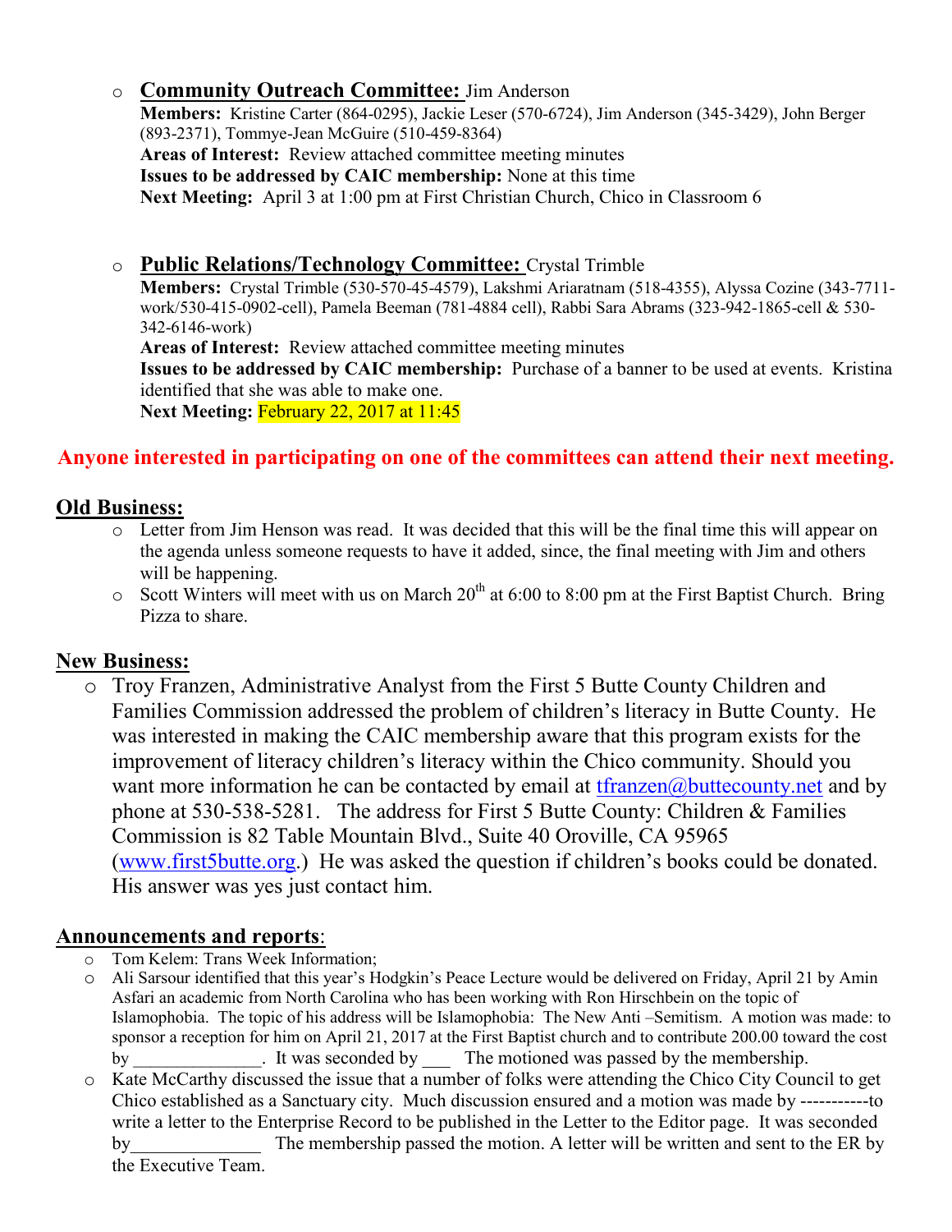- **Community Outreach Committee:** Jim Anderson
  **Members:** Kristine Carter (864-0295), Jackie Leser (570-6724), Jim Anderson (345-3429), John Berger (893-2371), Tommye-Jean McGuire (510-459-8364)
  **Areas of Interest:** Review attached committee meeting minutes
  **Issues to be addressed by CAIC membership:** None at this time
  **Next Meeting:** April 3 at 1:00 pm at First Christian Church, Chico in Classroom 6

- **Public Relations/Technology Committee:** Crystal Trimble
  **Members:** Crystal Trimble (530-570-45-4579), Lakshmi Ariaratnam (518-4355), Alyssa Cozine (343-7711-work/530-415-0902-cell), Pamela Beeman (781-4884 cell), Rabbi Sara Abrams (323-942-1865-cell & 530-342-6146-work)
  **Areas of Interest:** Review attached committee meeting minutes
  **Issues to be addressed by CAIC membership:** Purchase of a banner to be used at events. Kristina identified that she was able to make one.
  **Next Meeting:** February 22, 2017 at 11:45

**Anyone interested in participating on one of the committees can attend their next meeting.**

## Old Business:

- Letter from Jim Henson was read. It was decided that this will be the final time this will appear on the agenda unless someone requests to have it added, since, the final meeting with Jim and others will be happening.
- Scott Winters will meet with us on March 20th at 6:00 to 8:00 pm at the First Baptist Church. Bring Pizza to share.

## New Business:

- Troy Franzen, Administrative Analyst from the First 5 Butte County Children and Families Commission addressed the problem of children's literacy in Butte County. He was interested in making the CAIC membership aware that this program exists for the improvement of literacy children's literacy within the Chico community. Should you want more information he can be contacted by email at tfranzen@buttecounty.net and by phone at 530-538-5281. The address for First 5 Butte County: Children & Families Commission is 82 Table Mountain Blvd., Suite 40 Oroville, CA 95965 (www.first5butte.org.) He was asked the question if children's books could be donated. His answer was yes just contact him.

## Announcements and reports:

- Tom Kelem: Trans Week Information;
- Ali Sarsour identified that this year's Hodgkin's Peace Lecture would be delivered on Friday, April 21 by Amin Asfari an academic from North Carolina who has been working with Ron Hirschbein on the topic of Islamophobia. The topic of his address will be Islamophobia: The New Anti –Semitism. A motion was made: to sponsor a reception for him on April 21, 2017 at the First Baptist church and to contribute 200.00 toward the cost by ______________. It was seconded by ___ The motioned was passed by the membership.
- Kate McCarthy discussed the issue that a number of folks were attending the Chico City Council to get Chico established as a Sanctuary city. Much discussion ensured and a motion was made by -----------to write a letter to the Enterprise Record to be published in the Letter to the Editor page. It was seconded by______________ The membership passed the motion. A letter will be written and sent to the ER by the Executive Team.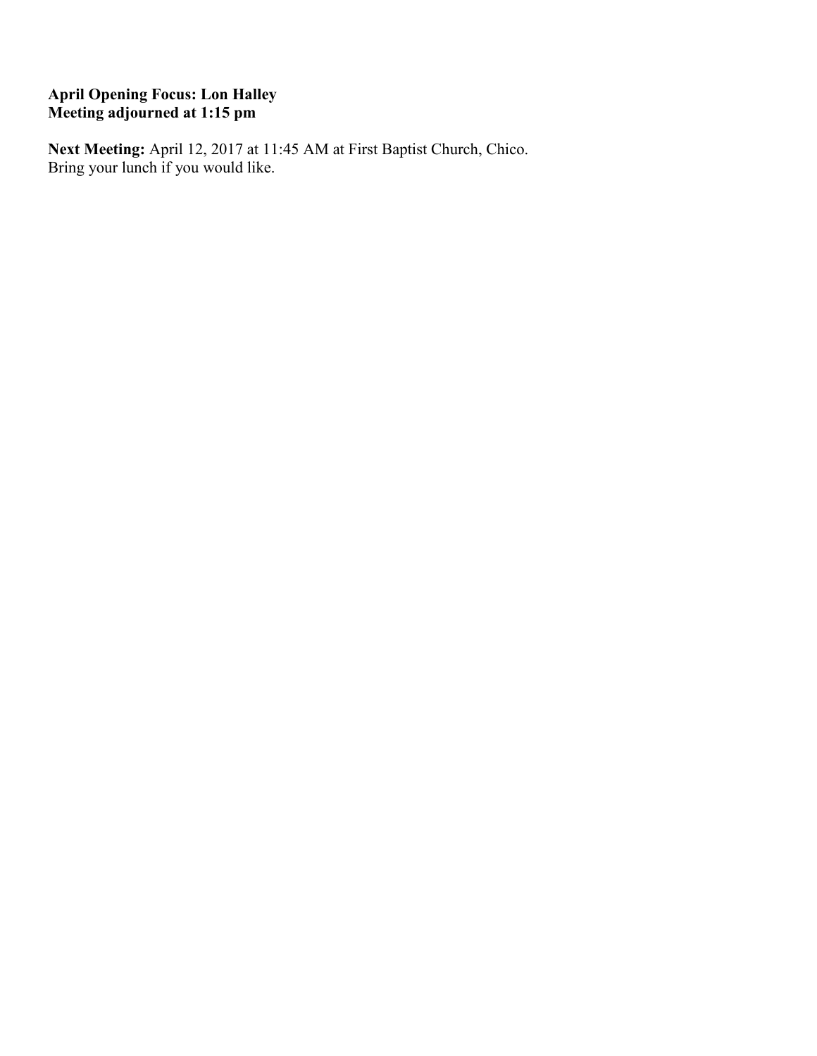**April Opening Focus: Lon Halley**
**Meeting adjourned at 1:15 pm**

**Next Meeting:** April 12, 2017 at 11:45 AM at First Baptist Church, Chico.
Bring your lunch if you would like.